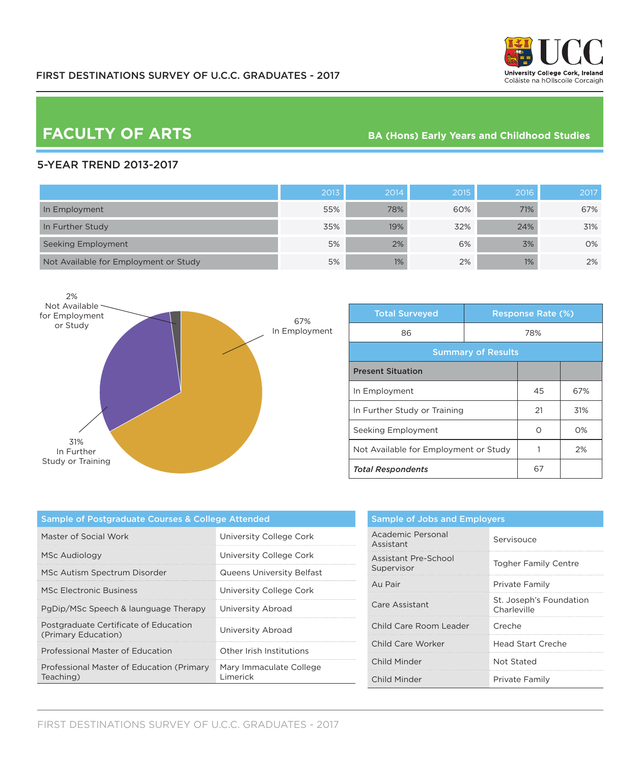FIRST DESTINATIONS SURVEY OF U.C.C. GRADUATES - 2017

University College Cork, Ireland
Coláiste na hOllscoile Corcaigh

# FACULTY OF ARTS

## BA (Hons) Early Years and Childhood Studies

### 5-YEAR TREND 2013-2017

| | 2013 | 2014 | 2015 | 2016 | 2017 |
|---|---|---|---|---|---|
| In Employment | 55% | 78% | 60% | 71% | 67% |
| In Further Study | 35% | 19% | 32% | 24% | 31% |
| Seeking Employment | 5% | 2% | 6% | 3% | 0% |
| Not Available for Employment or Study | 5% | 1% | 2% | 1% | 2% |

2% Not Available for Employment or Study

67% In Employment

31% In Further Study or Training

| Total Surveyed | Response Rate (%) |
|---|---|
| 86 | 78% |

**Summary of Results**

| Present Situation | | |
|---|---|---|
| In Employment | 45 | 67% |
| In Further Study or Training | 21 | 31% |
| Seeking Employment | 0 | 0% |
| Not Available for Employment or Study | 1 | 2% |
| *Total Respondents* | 67 | |

| Sample of Postgraduate Courses & College Attended | |
|---|---|
| Master of Social Work | University College Cork |
| MSc Audiology | University College Cork |
| MSc Autism Spectrum Disorder | Queens University Belfast |
| MSc Electronic Business | University College Cork |
| PgDip/MSc Speech & launguage Therapy | University Abroad |
| Postgraduate Certificate of Education (Primary Education) | University Abroad |
| Professional Master of Education | Other Irish Institutions |
| Professional Master of Education (Primary Teaching) | Mary Immaculate College Limerick |

| Sample of Jobs and Employers | |
|---|---|
| Academic Personal Assistant | Servisouce |
| Assistant Pre-School Supervisor | Togher Family Centre |
| Au Pair | Private Family |
| Care Assistant | St. Joseph's Foundation Charleville |
| Child Care Room Leader | Creche |
| Child Care Worker | Head Start Creche |
| Child Minder | Not Stated |
| Child Minder | Private Family |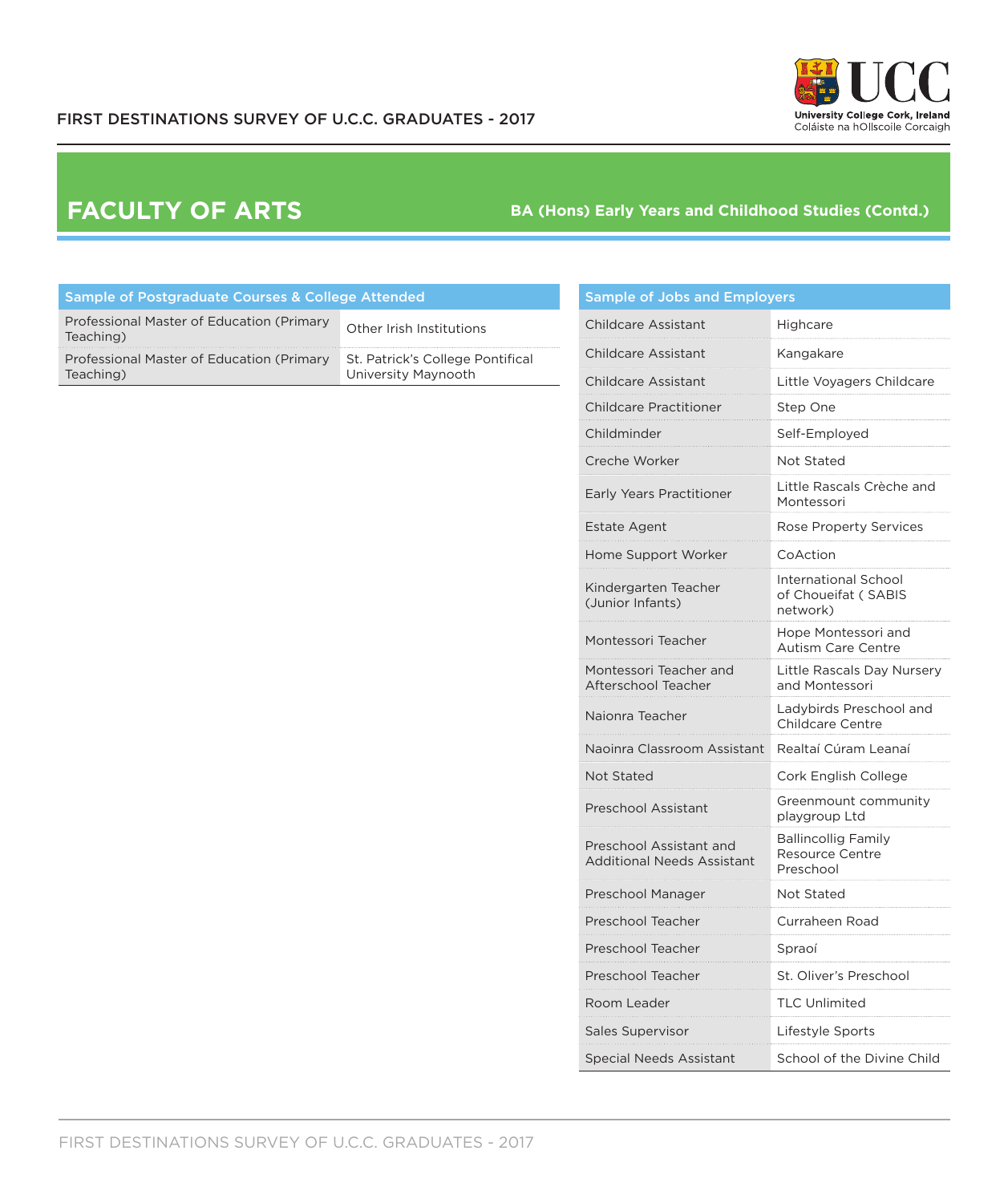# FACULTY OF ARTS

## BA (Hons) Early Years and Childhood Studies (Contd.)

| Sample of Postgraduate Courses & College Attended | |
|---|---|
| Professional Master of Education (Primary Teaching) | Other Irish Institutions |
| Professional Master of Education (Primary Teaching) | St. Patrick's College Pontifical University Maynooth |

| Sample of Jobs and Employers | |
|---|---|
| Childcare Assistant | Highcare |
| Childcare Assistant | Kangakare |
| Childcare Assistant | Little Voyagers Childcare |
| Childcare Practitioner | Step One |
| Childminder | Self-Employed |
| Creche Worker | Not Stated |
| Early Years Practitioner | Little Rascals Crèche and Montessori |
| Estate Agent | Rose Property Services |
| Home Support Worker | CoAction |
| Kindergarten Teacher (Junior Infants) | International School of Choueifat ( SABIS network) |
| Montessori Teacher | Hope Montessori and Autism Care Centre |
| Montessori Teacher and Afterschool Teacher | Little Rascals Day Nursery and Montessori |
| Naionra Teacher | Ladybirds Preschool and Childcare Centre |
| Naoinra Classroom Assistant | Realtaí Cúram Leanaí |
| Not Stated | Cork English College |
| Preschool Assistant | Greenmount community playgroup Ltd |
| Preschool Assistant and Additional Needs Assistant | Ballincollig Family Resource Centre Preschool |
| Preschool Manager | Not Stated |
| Preschool Teacher | Curraheen Road |
| Preschool Teacher | Spraoí |
| Preschool Teacher | St. Oliver's Preschool |
| Room Leader | TLC Unlimited |
| Sales Supervisor | Lifestyle Sports |
| Special Needs Assistant | School of the Divine Child |